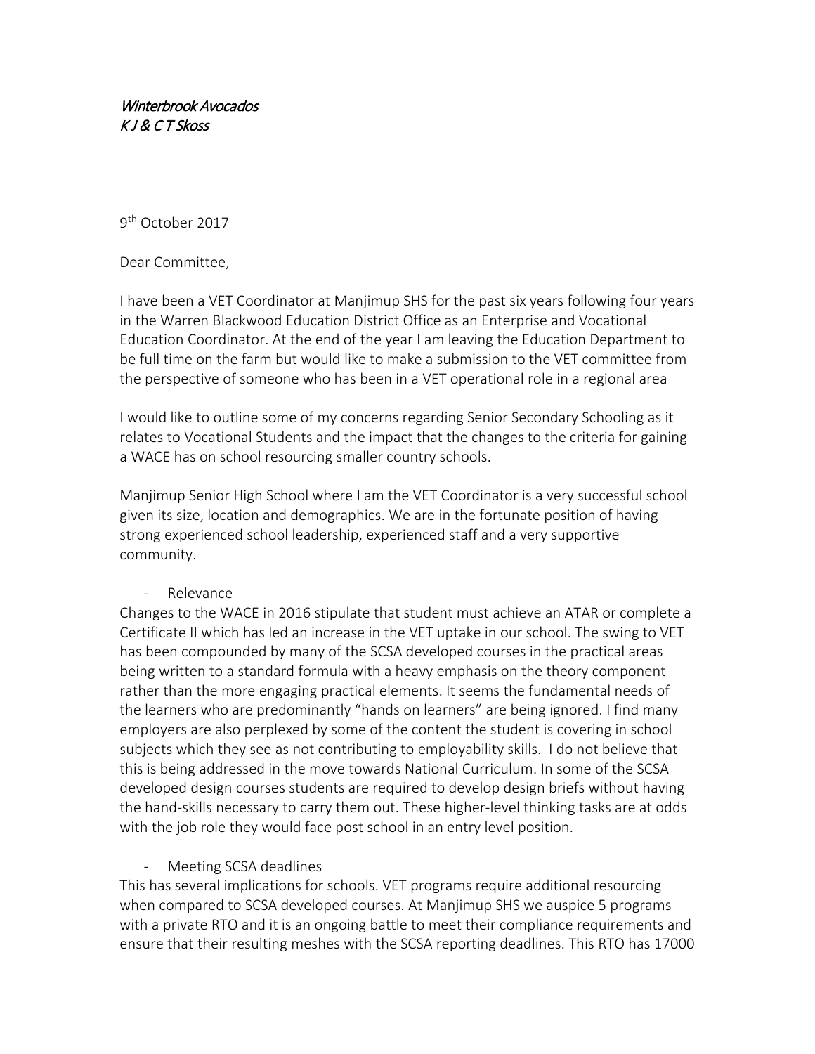*Winterbrook Avocados*
*K J & C T Skoss*

9th October 2017

Dear Committee,

I have been a VET Coordinator at Manjimup SHS for the past six years following four years in the Warren Blackwood Education District Office as an Enterprise and Vocational Education Coordinator. At the end of the year I am leaving the Education Department to be full time on the farm but would like to make a submission to the VET committee from the perspective of someone who has been in a VET operational role in a regional area

I would like to outline some of my concerns regarding Senior Secondary Schooling as it relates to Vocational Students and the impact that the changes to the criteria for gaining a WACE has on school resourcing smaller country schools.

Manjimup Senior High School where I am the VET Coordinator is a very successful school given its size, location and demographics. We are in the fortunate position of having strong experienced school leadership, experienced staff and a very supportive community.

- Relevance

Changes to the WACE in 2016 stipulate that student must achieve an ATAR or complete a Certificate II which has led an increase in the VET uptake in our school. The swing to VET has been compounded by many of the SCSA developed courses in the practical areas being written to a standard formula with a heavy emphasis on the theory component rather than the more engaging practical elements. It seems the fundamental needs of the learners who are predominantly "hands on learners" are being ignored. I find many employers are also perplexed by some of the content the student is covering in school subjects which they see as not contributing to employability skills. I do not believe that this is being addressed in the move towards National Curriculum. In some of the SCSA developed design courses students are required to develop design briefs without having the hand-skills necessary to carry them out. These higher-level thinking tasks are at odds with the job role they would face post school in an entry level position.

- Meeting SCSA deadlines

This has several implications for schools. VET programs require additional resourcing when compared to SCSA developed courses. At Manjimup SHS we auspice 5 programs with a private RTO and it is an ongoing battle to meet their compliance requirements and ensure that their resulting meshes with the SCSA reporting deadlines. This RTO has 17000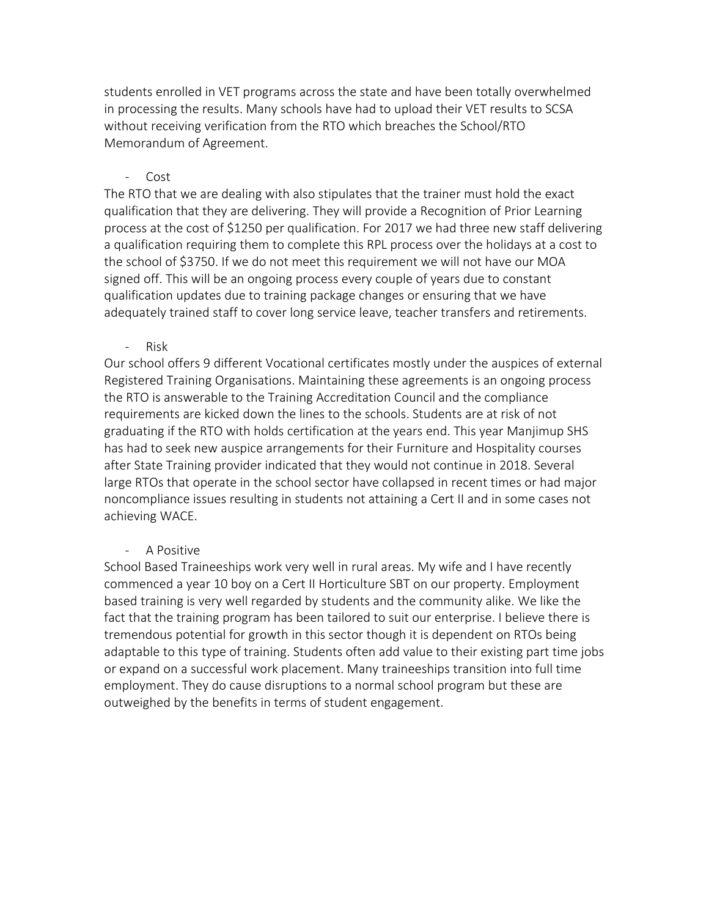students enrolled in VET programs across the state and have been totally overwhelmed in processing the results. Many schools have had to upload their VET results to SCSA without receiving verification from the RTO which breaches the School/RTO Memorandum of Agreement.

- Cost

The RTO that we are dealing with also stipulates that the trainer must hold the exact qualification that they are delivering. They will provide a Recognition of Prior Learning process at the cost of $1250 per qualification. For 2017 we had three new staff delivering a qualification requiring them to complete this RPL process over the holidays at a cost to the school of $3750. If we do not meet this requirement we will not have our MOA signed off. This will be an ongoing process every couple of years due to constant qualification updates due to training package changes or ensuring that we have adequately trained staff to cover long service leave, teacher transfers and retirements.

- Risk

Our school offers 9 different Vocational certificates mostly under the auspices of external Registered Training Organisations. Maintaining these agreements is an ongoing process the RTO is answerable to the Training Accreditation Council and the compliance requirements are kicked down the lines to the schools. Students are at risk of not graduating if the RTO with holds certification at the years end. This year Manjimup SHS has had to seek new auspice arrangements for their Furniture and Hospitality courses after State Training provider indicated that they would not continue in 2018. Several large RTOs that operate in the school sector have collapsed in recent times or had major noncompliance issues resulting in students not attaining a Cert II and in some cases not achieving WACE.

- A Positive

School Based Traineeships work very well in rural areas. My wife and I have recently commenced a year 10 boy on a Cert II Horticulture SBT on our property. Employment based training is very well regarded by students and the community alike. We like the fact that the training program has been tailored to suit our enterprise. I believe there is tremendous potential for growth in this sector though it is dependent on RTOs being adaptable to this type of training. Students often add value to their existing part time jobs or expand on a successful work placement. Many traineeships transition into full time employment. They do cause disruptions to a normal school program but these are outweighed by the benefits in terms of student engagement.